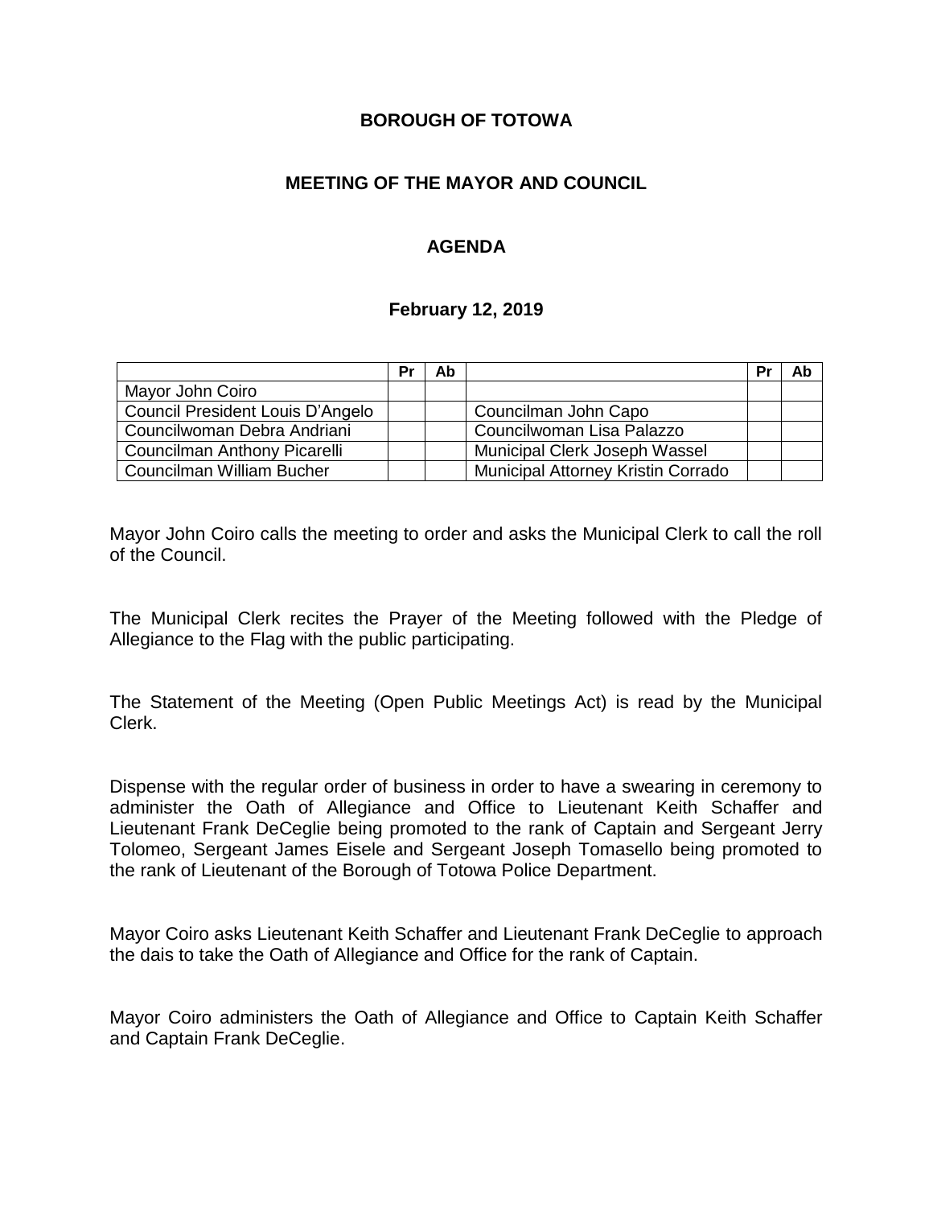**BOROUGH OF TOTOWA**

**MEETING OF THE MAYOR AND COUNCIL**

**AGENDA**

**February 12, 2019**

| | Pr | Ab | | Pr | Ab |
|---|---|---|---|---|---|
| Mayor John Coiro | | | | | |
| Council President Louis D'Angelo | | | Councilman John Capo | | |
| Councilwoman Debra Andriani | | | Councilwoman Lisa Palazzo | | |
| Councilman Anthony Picarelli | | | Municipal Clerk Joseph Wassel | | |
| Councilman William Bucher | | | Municipal Attorney Kristin Corrado | | |

Mayor John Coiro calls the meeting to order and asks the Municipal Clerk to call the roll of the Council.

The Municipal Clerk recites the Prayer of the Meeting followed with the Pledge of Allegiance to the Flag with the public participating.

The Statement of the Meeting (Open Public Meetings Act) is read by the Municipal Clerk.

Dispense with the regular order of business in order to have a swearing in ceremony to administer the Oath of Allegiance and Office to Lieutenant Keith Schaffer and Lieutenant Frank DeCeglie being promoted to the rank of Captain and Sergeant Jerry Tolomeo, Sergeant James Eisele and Sergeant Joseph Tomasello being promoted to the rank of Lieutenant of the Borough of Totowa Police Department.

Mayor Coiro asks Lieutenant Keith Schaffer and Lieutenant Frank DeCeglie to approach the dais to take the Oath of Allegiance and Office for the rank of Captain.

Mayor Coiro administers the Oath of Allegiance and Office to Captain Keith Schaffer and Captain Frank DeCeglie.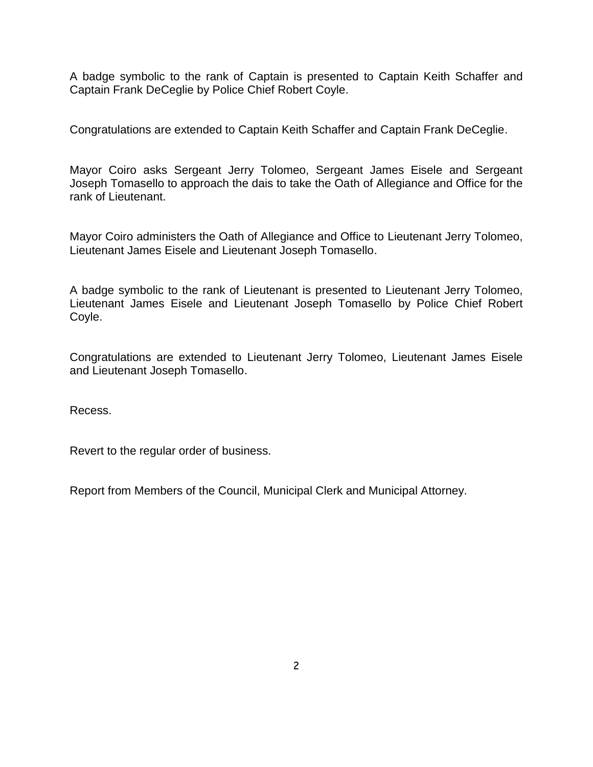A badge symbolic to the rank of Captain is presented to Captain Keith Schaffer and Captain Frank DeCeglie by Police Chief Robert Coyle.

Congratulations are extended to Captain Keith Schaffer and Captain Frank DeCeglie.

Mayor Coiro asks Sergeant Jerry Tolomeo, Sergeant James Eisele and Sergeant Joseph Tomasello to approach the dais to take the Oath of Allegiance and Office for the rank of Lieutenant.

Mayor Coiro administers the Oath of Allegiance and Office to Lieutenant Jerry Tolomeo, Lieutenant James Eisele and Lieutenant Joseph Tomasello.

A badge symbolic to the rank of Lieutenant is presented to Lieutenant Jerry Tolomeo, Lieutenant James Eisele and Lieutenant Joseph Tomasello by Police Chief Robert Coyle.

Congratulations are extended to Lieutenant Jerry Tolomeo, Lieutenant James Eisele and Lieutenant Joseph Tomasello.

Recess.

Revert to the regular order of business.

Report from Members of the Council, Municipal Clerk and Municipal Attorney.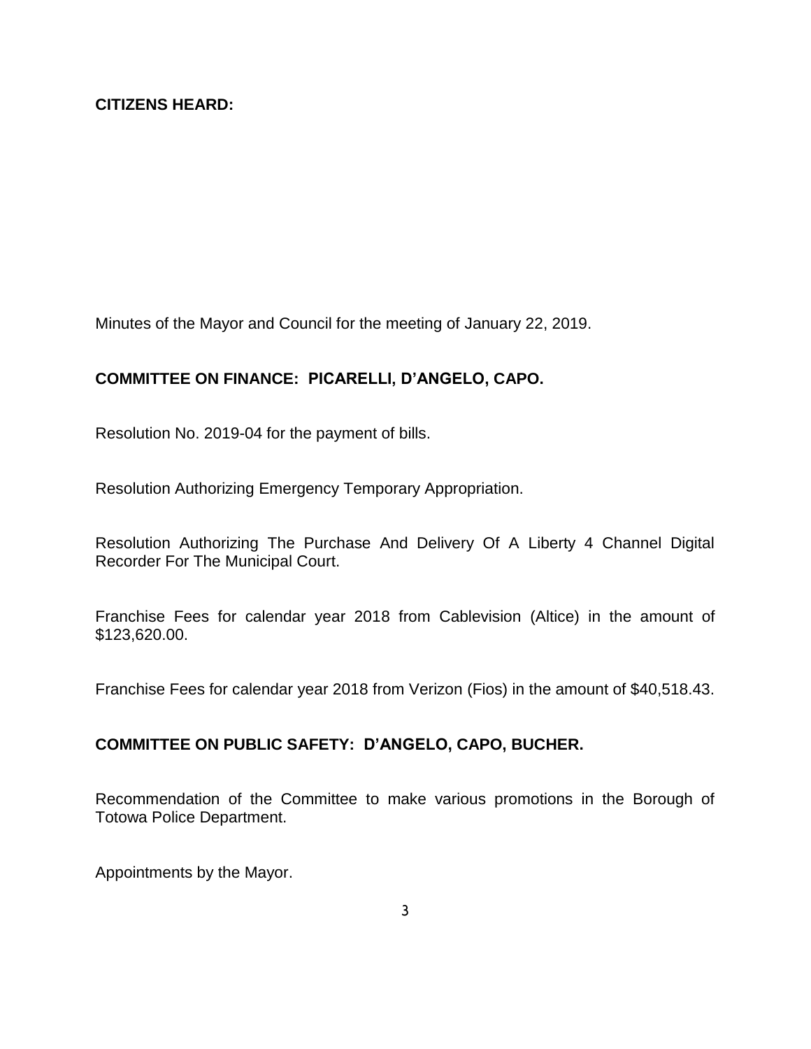**CITIZENS HEARD:**

Minutes of the Mayor and Council for the meeting of January 22, 2019.

**COMMITTEE ON FINANCE: PICARELLI, D'ANGELO, CAPO.**

Resolution No. 2019-04 for the payment of bills.

Resolution Authorizing Emergency Temporary Appropriation.

Resolution Authorizing The Purchase And Delivery Of A Liberty 4 Channel Digital Recorder For The Municipal Court.

Franchise Fees for calendar year 2018 from Cablevision (Altice) in the amount of $123,620.00.

Franchise Fees for calendar year 2018 from Verizon (Fios) in the amount of $40,518.43.

**COMMITTEE ON PUBLIC SAFETY: D'ANGELO, CAPO, BUCHER.**

Recommendation of the Committee to make various promotions in the Borough of Totowa Police Department.

Appointments by the Mayor.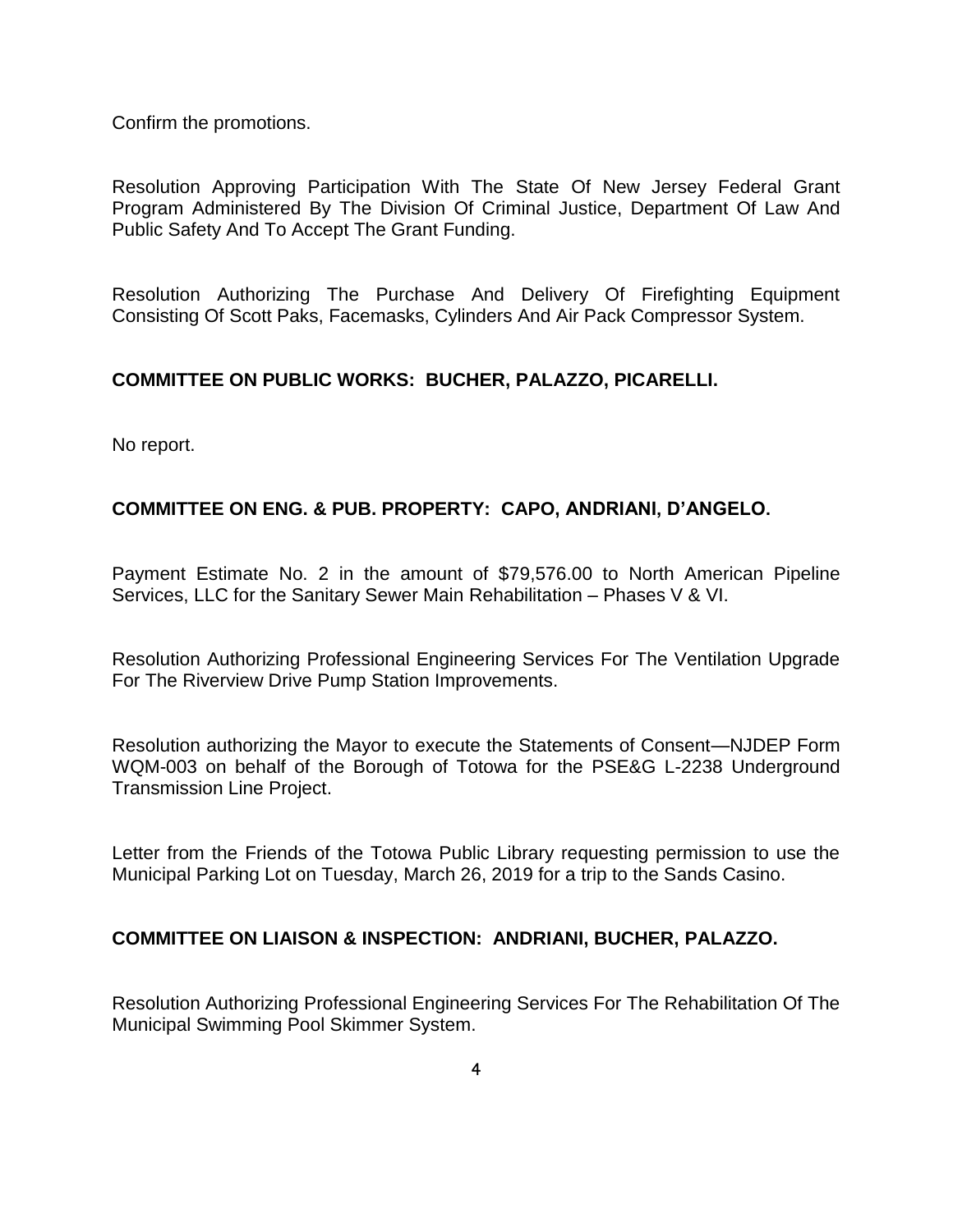Confirm the promotions.

Resolution Approving Participation With The State Of New Jersey Federal Grant Program Administered By The Division Of Criminal Justice, Department Of Law And Public Safety And To Accept The Grant Funding.

Resolution Authorizing The Purchase And Delivery Of Firefighting Equipment Consisting Of Scott Paks, Facemasks, Cylinders And Air Pack Compressor System.

**COMMITTEE ON PUBLIC WORKS: BUCHER, PALAZZO, PICARELLI.**

No report.

**COMMITTEE ON ENG. & PUB. PROPERTY: CAPO, ANDRIANI, D'ANGELO.**

Payment Estimate No. 2 in the amount of $79,576.00 to North American Pipeline Services, LLC for the Sanitary Sewer Main Rehabilitation – Phases V & VI.

Resolution Authorizing Professional Engineering Services For The Ventilation Upgrade For The Riverview Drive Pump Station Improvements.

Resolution authorizing the Mayor to execute the Statements of Consent—NJDEP Form WQM-003 on behalf of the Borough of Totowa for the PSE&G L-2238 Underground Transmission Line Project.

Letter from the Friends of the Totowa Public Library requesting permission to use the Municipal Parking Lot on Tuesday, March 26, 2019 for a trip to the Sands Casino.

**COMMITTEE ON LIAISON & INSPECTION: ANDRIANI, BUCHER, PALAZZO.**

Resolution Authorizing Professional Engineering Services For The Rehabilitation Of The Municipal Swimming Pool Skimmer System.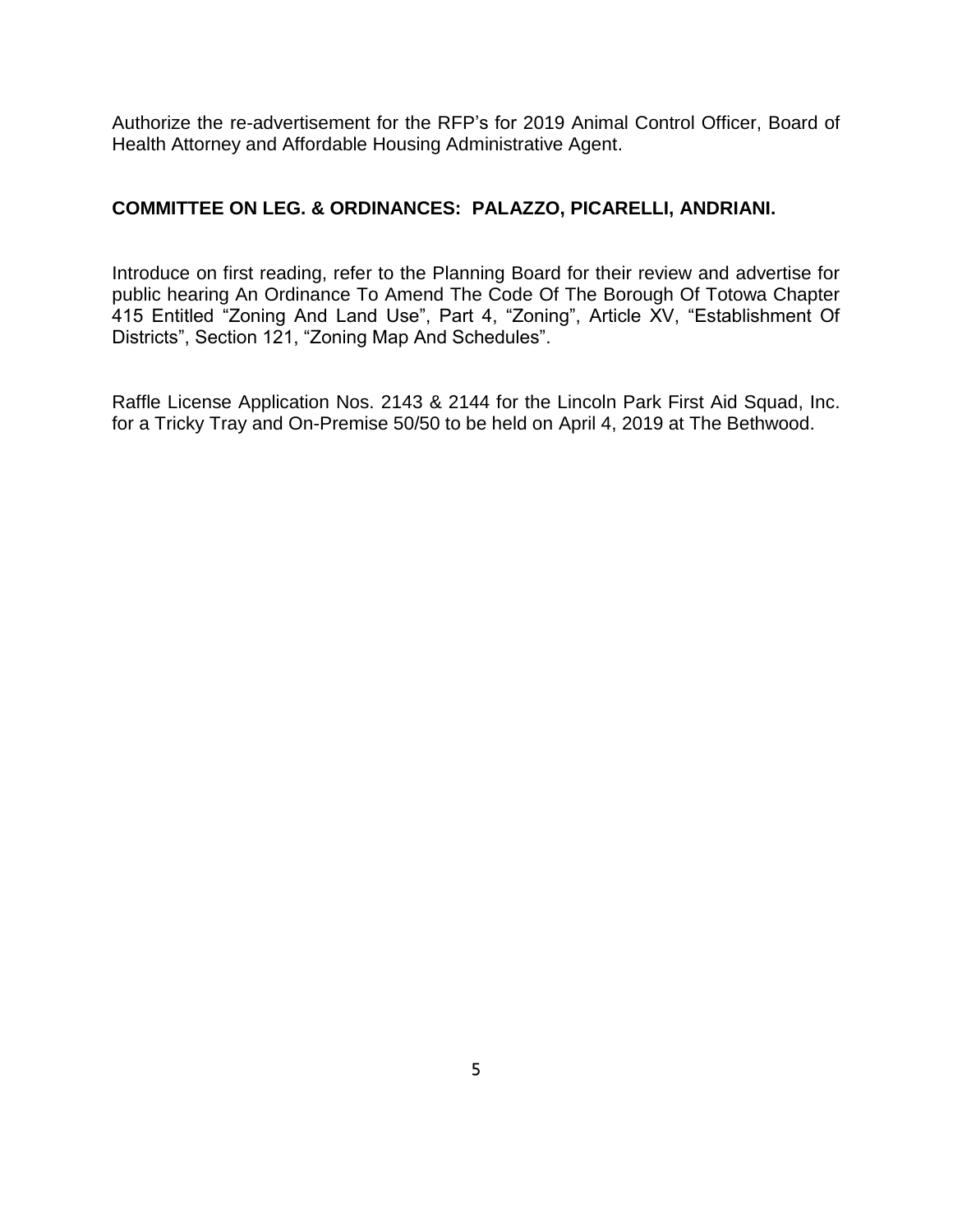Authorize the re-advertisement for the RFP's for 2019 Animal Control Officer, Board of Health Attorney and Affordable Housing Administrative Agent.

**COMMITTEE ON LEG. & ORDINANCES: PALAZZO, PICARELLI, ANDRIANI.**

Introduce on first reading, refer to the Planning Board for their review and advertise for public hearing An Ordinance To Amend The Code Of The Borough Of Totowa Chapter 415 Entitled "Zoning And Land Use", Part 4, "Zoning", Article XV, "Establishment Of Districts", Section 121, "Zoning Map And Schedules".

Raffle License Application Nos. 2143 & 2144 for the Lincoln Park First Aid Squad, Inc. for a Tricky Tray and On-Premise 50/50 to be held on April 4, 2019 at The Bethwood.